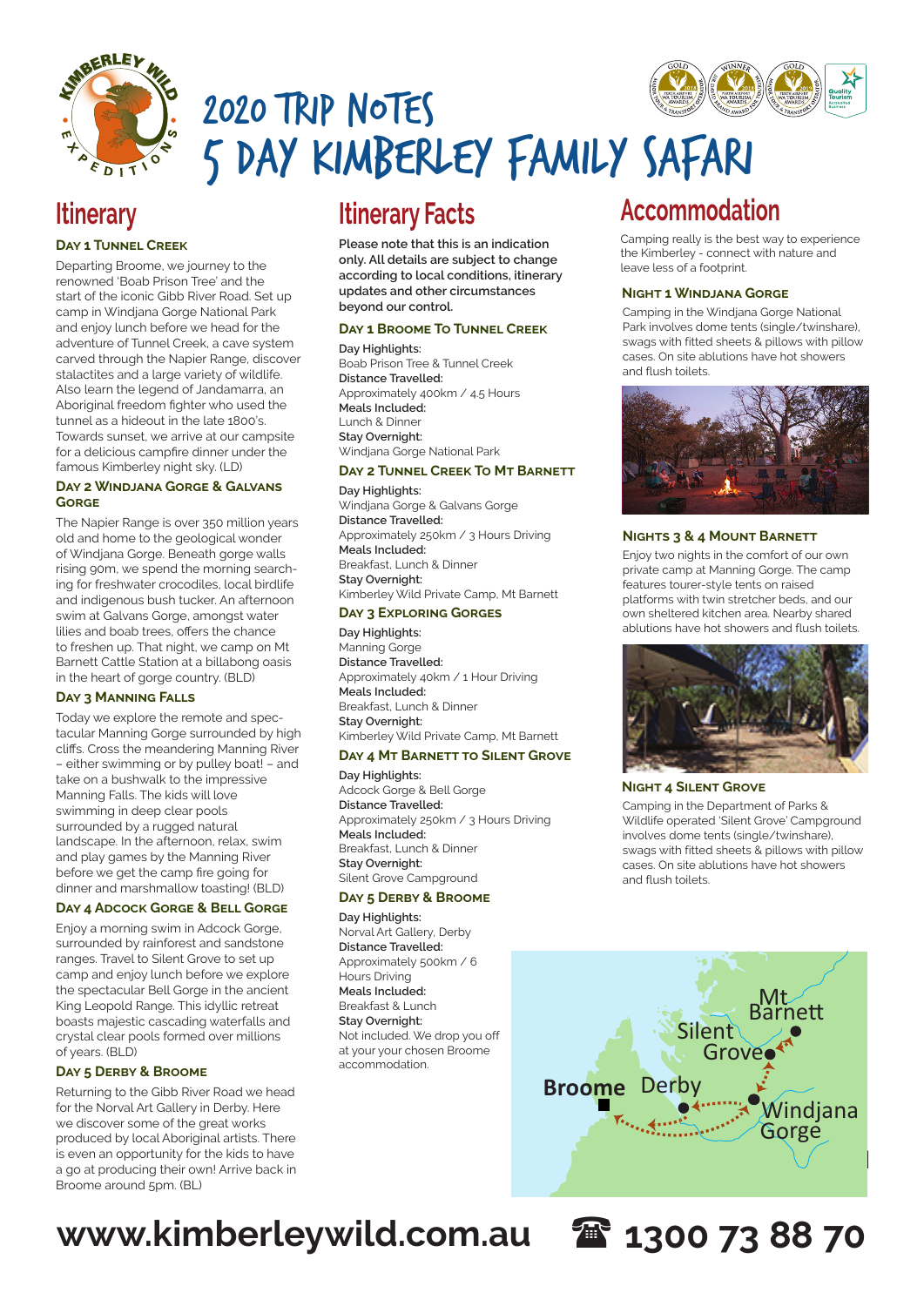# 2020 Trip Notes
# 5 Day Kimberley Family Safari

## Itinerary

### Day 1 Tunnel Creek

Departing Broome, we journey to the renowned 'Boab Prison Tree' and the start of the iconic Gibb River Road. Set up camp in Windjana Gorge National Park and enjoy lunch before we head for the adventure of Tunnel Creek, a cave system carved through the Napier Range, discover stalactites and a large variety of wildlife. Also learn the legend of Jandamarra, an Aboriginal freedom fighter who used the tunnel as a hideout in the late 1800's. Towards sunset, we arrive at our campsite for a delicious campfire dinner under the famous Kimberley night sky. (LD)

### Day 2 Windjana Gorge & Galvans Gorge

The Napier Range is over 350 million years old and home to the geological wonder of Windjana Gorge. Beneath gorge walls rising 90m, we spend the morning searching for freshwater crocodiles, local birdlife and indigenous bush tucker. An afternoon swim at Galvans Gorge, amongst water lilies and boab trees, offers the chance to freshen up. That night, we camp on Mt Barnett Cattle Station at a billabong oasis in the heart of gorge country. (BLD)

### Day 3 Manning Falls

Today we explore the remote and spectacular Manning Gorge surrounded by high cliffs. Cross the meandering Manning River – either swimming or by pulley boat! – and take on a bushwalk to the impressive Manning Falls. The kids will love swimming in deep clear pools surrounded by a rugged natural landscape. In the afternoon, relax, swim and play games by the Manning River before we get the camp fire going for dinner and marshmallow toasting! (BLD)

### Day 4 Adcock Gorge & Bell Gorge

Enjoy a morning swim in Adcock Gorge, surrounded by rainforest and sandstone ranges. Travel to Silent Grove to set up camp and enjoy lunch before we explore the spectacular Bell Gorge in the ancient King Leopold Range. This idyllic retreat boasts majestic cascading waterfalls and crystal clear pools formed over millions of years. (BLD)

### Day 5 Derby & Broome

Returning to the Gibb River Road we head for the Norval Art Gallery in Derby. Here we discover some of the great works produced by local Aboriginal artists. There is even an opportunity for the kids to have a go at producing their own! Arrive back in Broome around 5pm. (BL)

## Itinerary Facts

**Please note that this is an indication only. All details are subject to change according to local conditions, itinerary updates and other circumstances beyond our control.**

### Day 1 Broome To Tunnel Creek

**Day Highlights:**
Boab Prison Tree & Tunnel Creek
**Distance Travelled:**
Approximately 400km / 4.5 Hours
**Meals Included:**
Lunch & Dinner
**Stay Overnight:**
Windjana Gorge National Park

### Day 2 Tunnel Creek To Mt Barnett

**Day Highlights:**
Windjana Gorge & Galvans Gorge
**Distance Travelled:**
Approximately 250km / 3 Hours Driving
**Meals Included:**
Breakfast, Lunch & Dinner
**Stay Overnight:**
Kimberley Wild Private Camp, Mt Barnett

### Day 3 Exploring Gorges

**Day Highlights:**
Manning Gorge
**Distance Travelled:**
Approximately 40km / 1 Hour Driving
**Meals Included:**
Breakfast, Lunch & Dinner
**Stay Overnight:**
Kimberley Wild Private Camp, Mt Barnett

### Day 4 Mt Barnett To Silent Grove

**Day Highlights:**
Adcock Gorge & Bell Gorge
**Distance Travelled:**
Approximately 250km / 3 Hours Driving
**Meals Included:**
Breakfast, Lunch & Dinner
**Stay Overnight:**
Silent Grove Campground

### Day 5 Derby & Broome

**Day Highlights:**
Norval Art Gallery, Derby
**Distance Travelled:**
Approximately 500km / 6 Hours Driving
**Meals Included:**
Breakfast & Lunch
**Stay Overnight:**
Not included. We drop you off at your chosen Broome accommodation.

## Accommodation

Camping really is the best way to experience the Kimberley - connect with nature and leave less of a footprint.

### Night 1 Windjana Gorge

Camping in the Windjana Gorge National Park involves dome tents (single/twinshare), swags with fitted sheets & pillows with pillow cases. On site ablutions have hot showers and flush toilets.

### Nights 3 & 4 Mount Barnett

Enjoy two nights in the comfort of our own private camp at Manning Gorge. The camp features tourer-style tents on raised platforms with twin stretcher beds, and our own sheltered kitchen area. Nearby shared ablutions have hot showers and flush toilets.

### Night 4 Silent Grove

Camping in the Department of Parks & Wildlife operated 'Silent Grove' Campground involves dome tents (single/twinshare), swags with fitted sheets & pillows with pillow cases. On site ablutions have hot showers and flush toilets.

**www.kimberleywild.com.au** ☎ **1300 73 88 70**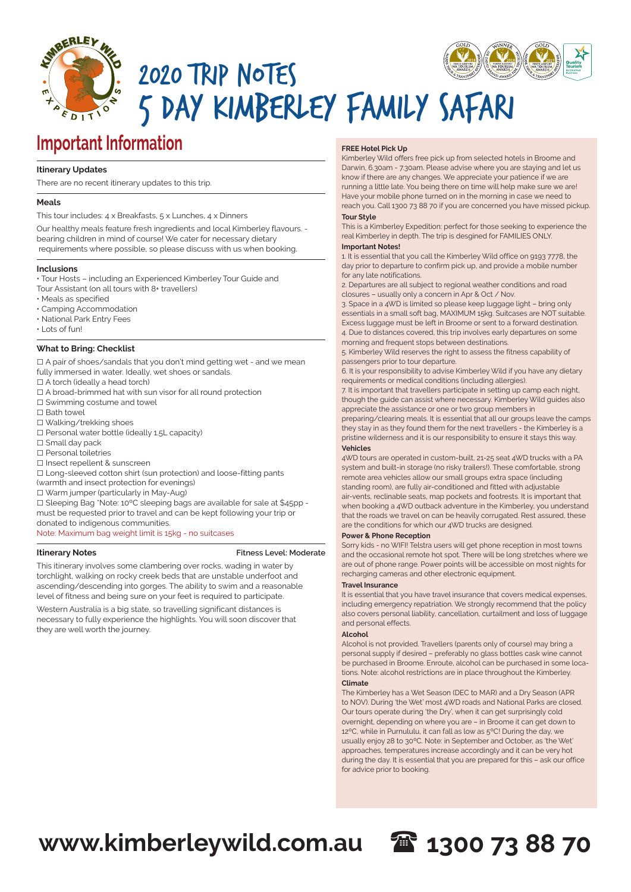# 2020 TRIP NOTES
# 5 DAY KIMBERLEY FAMILY SAFARI

## Important Information

### Itinerary Updates

There are no recent itinerary updates to this trip.

### Meals

This tour includes: 4 x Breakfasts, 5 x Lunches, 4 x Dinners

Our healthy meals feature fresh ingredients and local Kimberley flavours. - bearing children in mind of course! We cater for necessary dietary requirements where possible, so please discuss with us when booking.

### Inclusions

- Tour Hosts – including an Experienced Kimberley Tour Guide and Tour Assistant (on all tours with 8+ travellers)
- Meals as specified
- Camping Accommodation
- National Park Entry Fees
- Lots of fun!

### What to Bring: Checklist

☐ A pair of shoes/sandals that you don't mind getting wet - and we mean fully immersed in water. Ideally, wet shoes or sandals.
☐ A torch (ideally a head torch)
☐ A broad-brimmed hat with sun visor for all round protection
☐ Swimming costume and towel
☐ Bath towel
☐ Walking/trekking shoes
☐ Personal water bottle (ideally 1.5L capacity)
☐ Small day pack
☐ Personal toiletries
☐ Insect repellent & sunscreen
☐ Long-sleeved cotton shirt (sun protection) and loose-fitting pants (warmth and insect protection for evenings)
☐ Warm jumper (particularly in May-Aug)
☐ Sleeping Bag *Note: 10ºC sleeping bags are available for sale at $45pp - must be requested prior to travel and can be kept following your trip or donated to indigenous communities.

Note: Maximum bag weight limit is 15kg - no suitcases

### Itinerary Notes

Fitness Level: Moderate

This itinerary involves some clambering over rocks, wading in water by torchlight, walking on rocky creek beds that are unstable underfoot and ascending/descending into gorges. The ability to swim and a reasonable level of fitness and being sure on your feet is required to participate.

Western Australia is a big state, so travelling significant distances is necessary to fully experience the highlights. You will soon discover that they are well worth the journey.

### FREE Hotel Pick Up

Kimberley Wild offers free pick up from selected hotels in Broome and Darwin, 6.30am - 7.30am. Please advise where you are staying and let us know if there are any changes. We appreciate your patience if we are running a little late. You being there on time will help make sure we are! Have your mobile phone turned on in the morning in case we need to reach you. Call 1300 73 88 70 if you are concerned you have missed pickup.

### Tour Style

This is a Kimberley Expedition: perfect for those seeking to experience the real Kimberley in depth. The trip is desgined for FAMILIES ONLY.

### Important Notes!

1. It is essential that you call the Kimberley Wild office on 9193 7778, the day prior to departure to confirm pick up, and provide a mobile number for any late notifications.
2. Departures are all subject to regional weather conditions and road closures – usually only a concern in Apr & Oct / Nov.
3. Space in a 4WD is limited so please keep luggage light – bring only essentials in a small soft bag, MAXIMUM 15kg. Suitcases are NOT suitable. Excess luggage must be left in Broome or sent to a forward destination.
4. Due to distances covered, this trip involves early departures on some morning and frequent stops between destinations.
5. Kimberley Wild reserves the right to assess the fitness capability of passengers prior to tour departure.
6. It is your responsibility to advise Kimberley Wild if you have any dietary requirements or medical conditions (including allergies).
7. It is important that travellers participate in setting up camp each night, though the guide can assist where necessary. Kimberley Wild guides also appreciate the assistance or one or two group members in preparing/clearing meals. It is essential that all our groups leave the camps they stay in as they found them for the next travellers - the Kimberley is a pristine wilderness and it is our responsibility to ensure it stays this way.

### Vehicles

4WD tours are operated in custom-built, 21-25 seat 4WD trucks with a PA system and built-in storage (no risky trailers!). These comfortable, strong remote area vehicles allow our small groups extra space (including standing room), are fully air-conditioned and fitted with adjustable air-vents, reclinable seats, map pockets and footrests. It is important that when booking a 4WD outback adventure in the Kimberley, you understand that the roads we travel on can be heavily corrugated. Rest assured, these are the conditions for which our 4WD trucks are designed.

### Power & Phone Reception

Sorry kids - no WIFI! Telstra users will get phone reception in most towns and the occasional remote hot spot. There will be long stretches where we are out of phone range. Power points will be accessible on most nights for recharging cameras and other electronic equipment.

### Travel Insurance

It is essential that you have travel insurance that covers medical expenses, including emergency repatriation. We strongly recommend that the policy also covers personal liability, cancellation, curtailment and loss of luggage and personal effects.

### Alcohol

Alcohol is not provided. Travellers (parents only of course) may bring a personal supply if desired – preferably no glass bottles cask wine cannot be purchased in Broome. Enroute, alcohol can be purchased in some locations. Note: alcohol restrictions are in place throughout the Kimberley.

### Climate

The Kimberley has a Wet Season (DEC to MAR) and a Dry Season (APR to NOV). During 'the Wet' most 4WD roads and National Parks are closed. Our tours operate during 'the Dry', when it can get surprisingly cold overnight, depending on where you are – in Broome it can get down to 12ºC, while in Purnululu, it can fall as low as 5ºC! During the day, we usually enjoy 28 to 30ºC. Note: in September and October, as 'the Wet' approaches, temperatures increase accordingly and it can be very hot during the day. It is essential that you are prepared for this – ask our office for advice prior to booking.

**www.kimberleywild.com.au** ☎ **1300 73 88 70**